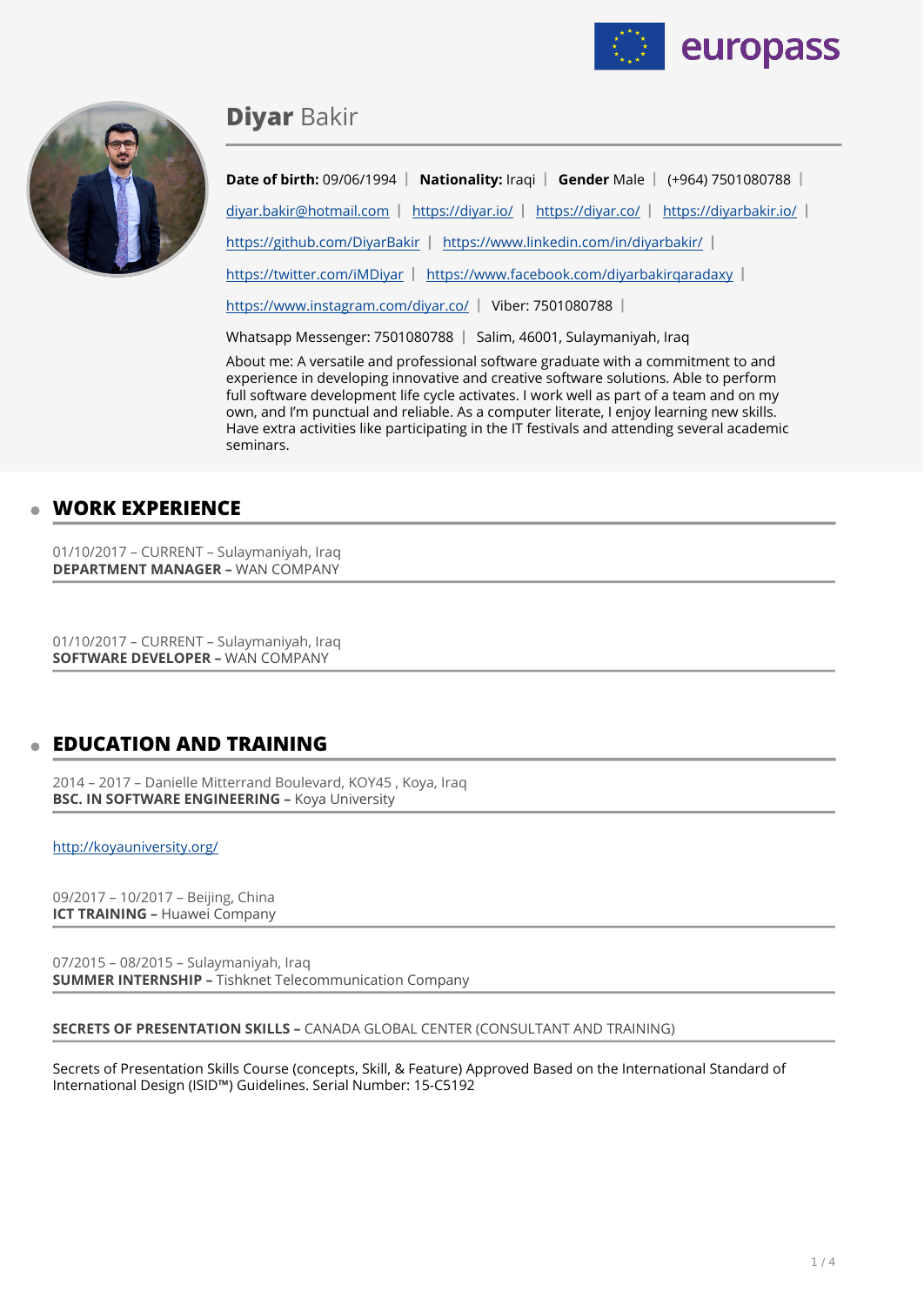# **Diyar** Bakir

**Date of birth:** 09/06/1994 | **Nationality:** Iraqi | **Gender** Male | (+964) 7501080788 |

diyar.bakir@hotmail.com | https://diyar.io/ | https://diyar.co/ | https://diyarbakir.io/ |

https://github.com/DiyarBakir | https://www.linkedin.com/in/diyarbakir/ |

https://twitter.com/iMDiyar | https://www.facebook.com/diyarbakirqaradaxy |

https://www.instagram.com/diyar.co/ | Viber: 7501080788 |

Whatsapp Messenger: 7501080788 | Salim, 46001, Sulaymaniyah, Iraq

About me: A versatile and professional software graduate with a commitment to and experience in developing innovative and creative software solutions. Able to perform full software development life cycle activates. I work well as part of a team and on my own, and I'm punctual and reliable. As a computer literate, I enjoy learning new skills. Have extra activities like participating in the IT festivals and attending several academic seminars.

## WORK EXPERIENCE

01/10/2017 – CURRENT – Sulaymaniyah, Iraq
**DEPARTMENT MANAGER –** WAN COMPANY

01/10/2017 – CURRENT – Sulaymaniyah, Iraq
**SOFTWARE DEVELOPER –** WAN COMPANY

## EDUCATION AND TRAINING

2014 – 2017 – Danielle Mitterrand Boulevard, KOY45 , Koya, Iraq
**BSC. IN SOFTWARE ENGINEERING –** Koya University

http://koyauniversity.org/

09/2017 – 10/2017 – Beijing, China
**ICT TRAINING –** Huawei Company

07/2015 – 08/2015 – Sulaymaniyah, Iraq
**SUMMER INTERNSHIP –** Tishknet Telecommunication Company

**SECRETS OF PRESENTATION SKILLS –** CANADA GLOBAL CENTER (CONSULTANT AND TRAINING)

Secrets of Presentation Skills Course (concepts, Skill, & Feature) Approved Based on the International Standard of International Design (ISID™) Guidelines. Serial Number: 15-C5192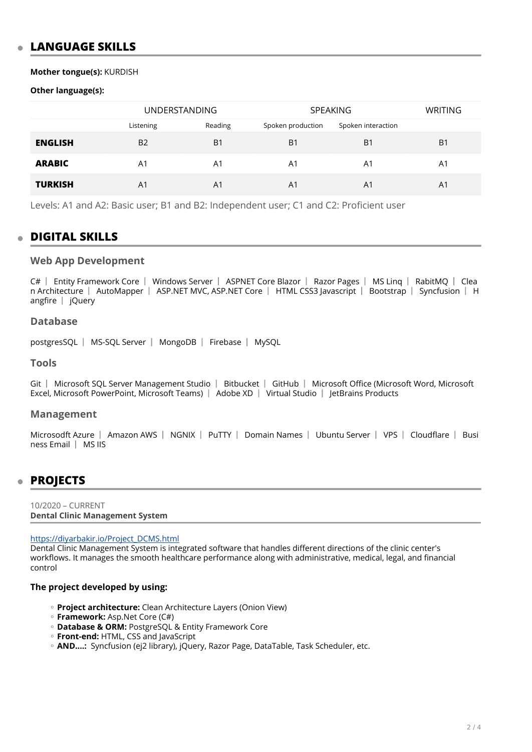## LANGUAGE SKILLS

**Mother tongue(s):** KURDISH

**Other language(s):**

| | UNDERSTANDING | | SPEAKING | | WRITING |
|---|---|---|---|---|---|
| | Listening | Reading | Spoken production | Spoken interaction | |
| **ENGLISH** | B2 | B1 | B1 | B1 | B1 |
| **ARABIC** | A1 | A1 | A1 | A1 | A1 |
| **TURKISH** | A1 | A1 | A1 | A1 | A1 |

Levels: A1 and A2: Basic user; B1 and B2: Independent user; C1 and C2: Proficient user

## DIGITAL SKILLS

### Web App Development

C# | Entity Framework Core | Windows Server | ASPNET Core Blazor | Razor Pages | MS Linq | RabitMQ | Clean Architecture | AutoMapper | ASP.NET MVC, ASP.NET Core | HTML CSS3 Javascript | Bootstrap | Syncfusion | Hangfire | jQuery

### Database

postgresSQL | MS-SQL Server | MongoDB | Firebase | MySQL

### Tools

Git | Microsoft SQL Server Management Studio | Bitbucket | GitHub | Microsoft Office (Microsoft Word, Microsoft Excel, Microsoft PowerPoint, Microsoft Teams) | Adobe XD | Virtual Studio | JetBrains Products

### Management

Microsodft Azure | Amazon AWS | NGNIX | PuTTY | Domain Names | Ubuntu Server | VPS | Cloudflare | Business Email | MS IIS

## PROJECTS

10/2020 – CURRENT
**Dental Clinic Management System**

https://diyarbakir.io/Project_DCMS.html
Dental Clinic Management System is integrated software that handles different directions of the clinic center's workflows. It manages the smooth healthcare performance along with administrative, medical, legal, and financial control

**The project developed by using:**

- **Project architecture:** Clean Architecture Layers (Onion View)
- **Framework:** Asp.Net Core (C#)
- **Database & ORM:** PostgreSQL & Entity Framework Core
- **Front-end:** HTML, CSS and JavaScript
- **AND....:** Syncfusion (ej2 library), jQuery, Razor Page, DataTable, Task Scheduler, etc.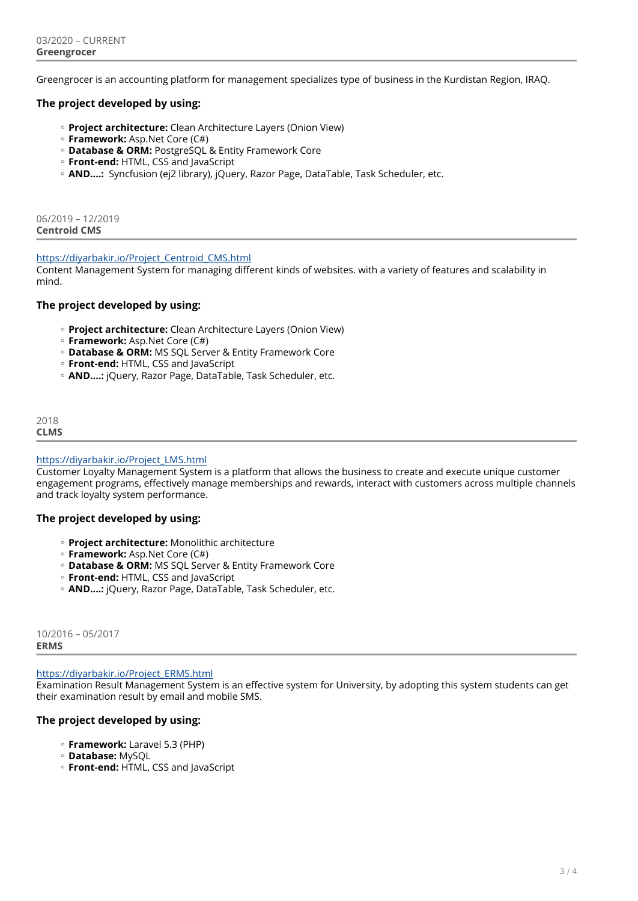03/2020 – CURRENT
**Greengrocer**

---

Greengrocer is an accounting platform for management specializes type of business in the Kurdistan Region, IRAQ.

### The project developed by using:

- **Project architecture:** Clean Architecture Layers (Onion View)
- **Framework:** Asp.Net Core (C#)
- **Database & ORM:** PostgreSQL & Entity Framework Core
- **Front-end:** HTML, CSS and JavaScript
- **AND....:** Syncfusion (ej2 library), jQuery, Razor Page, DataTable, Task Scheduler, etc.

06/2019 – 12/2019
**Centroid CMS**

---

[https://diyarbakir.io/Project_Centroid_CMS.html](https://diyarbakir.io/Project_Centroid_CMS.html)
Content Management System for managing different kinds of websites. with a variety of features and scalability in mind.

### The project developed by using:

- **Project architecture:** Clean Architecture Layers (Onion View)
- **Framework:** Asp.Net Core (C#)
- **Database & ORM:** MS SQL Server & Entity Framework Core
- **Front-end:** HTML, CSS and JavaScript
- **AND....:** jQuery, Razor Page, DataTable, Task Scheduler, etc.

2018
**CLMS**

---

[https://diyarbakir.io/Project_LMS.html](https://diyarbakir.io/Project_LMS.html)
Customer Loyalty Management System is a platform that allows the business to create and execute unique customer engagement programs, effectively manage memberships and rewards, interact with customers across multiple channels and track loyalty system performance.

### The project developed by using:

- **Project architecture:** Monolithic architecture
- **Framework:** Asp.Net Core (C#)
- **Database & ORM:** MS SQL Server & Entity Framework Core
- **Front-end:** HTML, CSS and JavaScript
- **AND....:** jQuery, Razor Page, DataTable, Task Scheduler, etc.

10/2016 – 05/2017
**ERMS**

---

[https://diyarbakir.io/Project_ERMS.html](https://diyarbakir.io/Project_ERMS.html)
Examination Result Management System is an effective system for University, by adopting this system students can get their examination result by email and mobile SMS.

### The project developed by using:

- **Framework:** Laravel 5.3 (PHP)
- **Database:** MySQL
- **Front-end:** HTML, CSS and JavaScript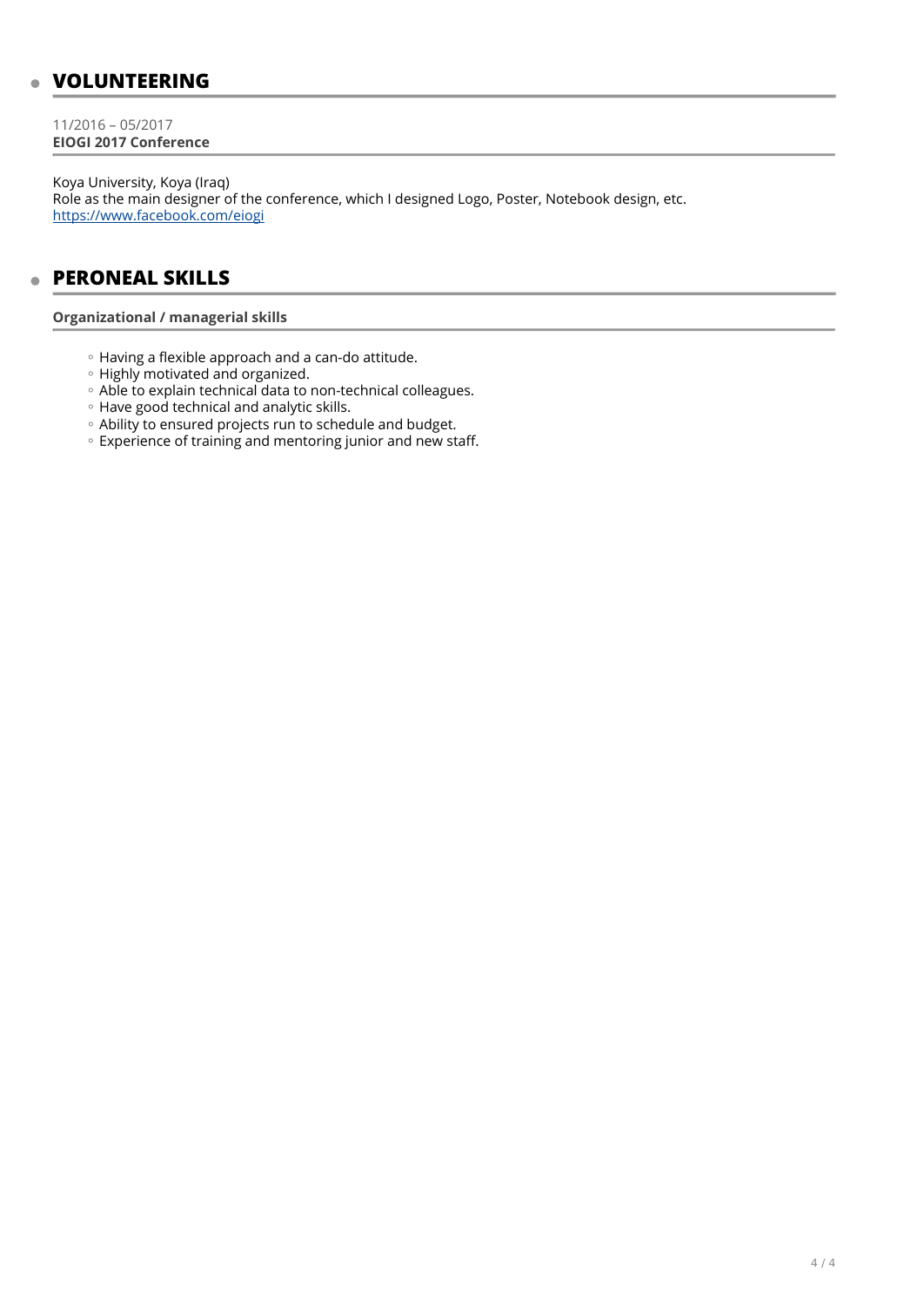## VOLUNTEERING

11/2016 – 05/2017
**EIOGI 2017 Conference**

Koya University, Koya (Iraq)
Role as the main designer of the conference, which I designed Logo, Poster, Notebook design, etc.
[https://www.facebook.com/eiogi](https://www.facebook.com/eiogi)

## PERONEAL SKILLS

**Organizational / managerial skills**

- Having a flexible approach and a can-do attitude.
- Highly motivated and organized.
- Able to explain technical data to non-technical colleagues.
- Have good technical and analytic skills.
- Ability to ensured projects run to schedule and budget.
- Experience of training and mentoring junior and new staff.